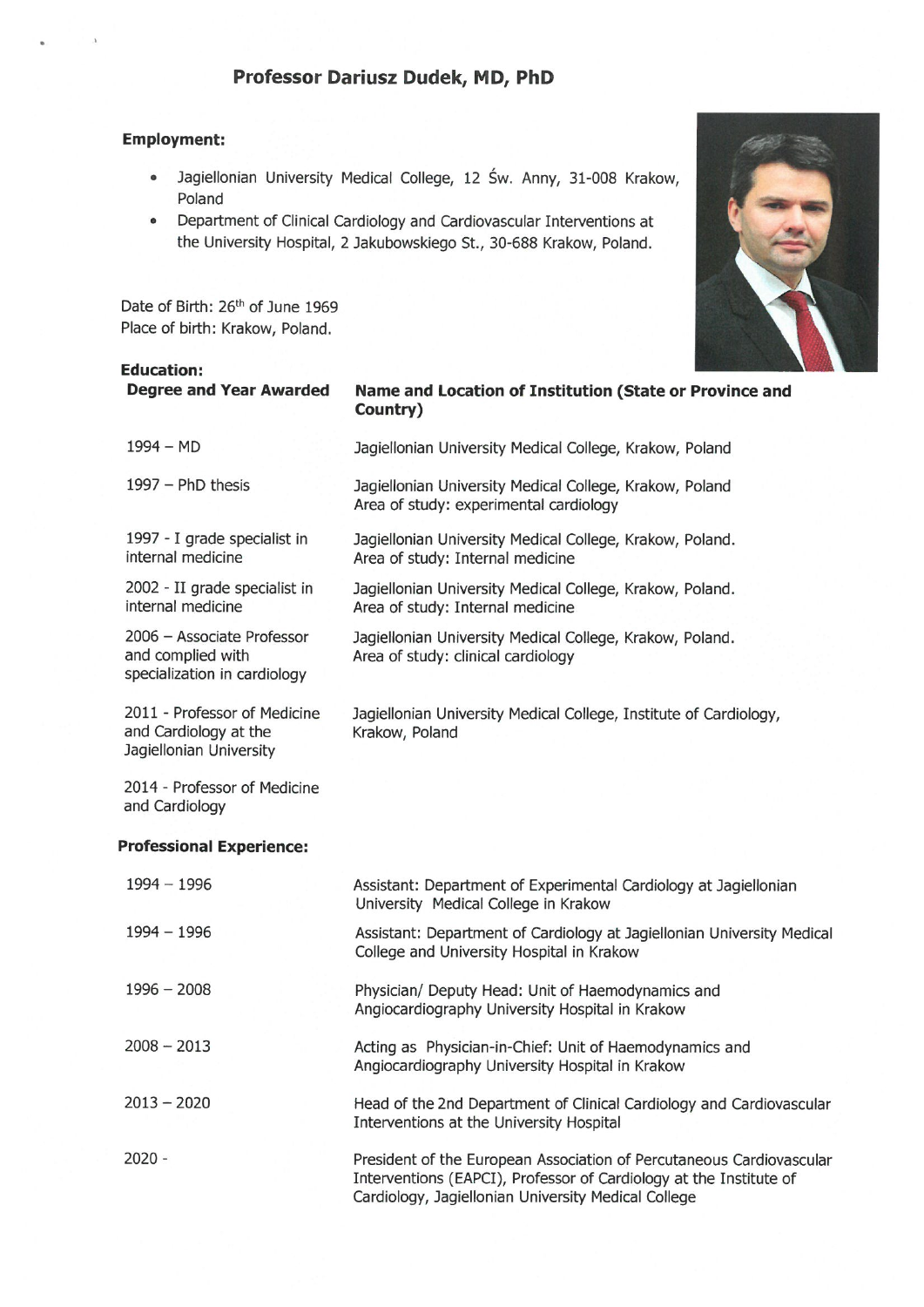# Professor Dariusz Dudek, MD, PhD

### Employment:

- Jagiellonian University Medical College, 12 Św. Anny, 31-008 Krakow, Poland
- Department of Clinical Cardiology and Cardiovascular Interventions at the University Hospital, 2 Jakubowskiego St., 30-688 Krakow, Poland.

Date of Birth: 26th of June 1969
Place of birth: Krakow, Poland.

### Education:

| Degree and Year Awarded | Name and Location of Institution (State or Province and Country) |
|---|---|
| 1994 – MD | Jagiellonian University Medical College, Krakow, Poland |
| 1997 – PhD thesis | Jagiellonian University Medical College, Krakow, Poland<br>Area of study: experimental cardiology |
| 1997 - I grade specialist in internal medicine | Jagiellonian University Medical College, Krakow, Poland.<br>Area of study: Internal medicine |
| 2002 - II grade specialist in internal medicine | Jagiellonian University Medical College, Krakow, Poland.<br>Area of study: Internal medicine |
| 2006 – Associate Professor and complied with specialization in cardiology | Jagiellonian University Medical College, Krakow, Poland.<br>Area of study: clinical cardiology |
| 2011 - Professor of Medicine and Cardiology at the Jagiellonian University | Jagiellonian University Medical College, Institute of Cardiology, Krakow, Poland |
| 2014 - Professor of Medicine and Cardiology | |

### Professional Experience:

| | |
|---|---|
| 1994 – 1996 | Assistant: Department of Experimental Cardiology at Jagiellonian University Medical College in Krakow |
| 1994 – 1996 | Assistant: Department of Cardiology at Jagiellonian University Medical College and University Hospital in Krakow |
| 1996 – 2008 | Physician/ Deputy Head: Unit of Haemodynamics and Angiocardiography University Hospital in Krakow |
| 2008 – 2013 | Acting as Physician-in-Chief: Unit of Haemodynamics and Angiocardiography University Hospital in Krakow |
| 2013 – 2020 | Head of the 2nd Department of Clinical Cardiology and Cardiovascular Interventions at the University Hospital |
| 2020 - | President of the European Association of Percutaneous Cardiovascular Interventions (EAPCI), Professor of Cardiology at the Institute of Cardiology, Jagiellonian University Medical College |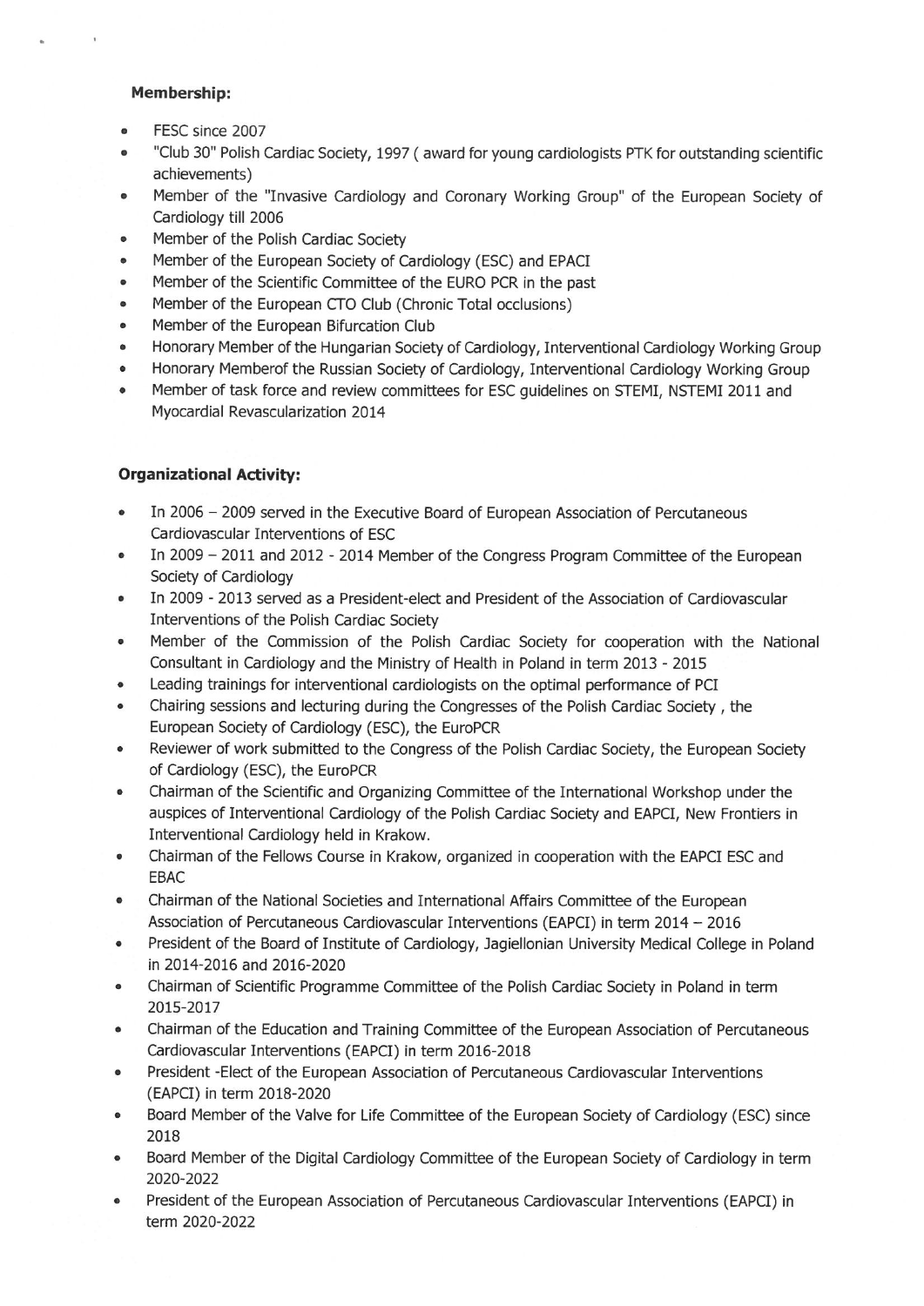**Membership:**

- FESC since 2007
- "Club 30" Polish Cardiac Society, 1997 ( award for young cardiologists PTK for outstanding scientific achievements)
- Member of the "Invasive Cardiology and Coronary Working Group" of the European Society of Cardiology till 2006
- Member of the Polish Cardiac Society
- Member of the European Society of Cardiology (ESC) and EPACI
- Member of the Scientific Committee of the EURO PCR in the past
- Member of the European CTO Club (Chronic Total occlusions)
- Member of the European Bifurcation Club
- Honorary Member of the Hungarian Society of Cardiology, Interventional Cardiology Working Group
- Honorary Memberof the Russian Society of Cardiology, Interventional Cardiology Working Group
- Member of task force and review committees for ESC guidelines on STEMI, NSTEMI 2011 and Myocardial Revascularization 2014

**Organizational Activity:**

- In 2006 – 2009 served in the Executive Board of European Association of Percutaneous Cardiovascular Interventions of ESC
- In 2009 – 2011 and 2012 - 2014 Member of the Congress Program Committee of the European Society of Cardiology
- In 2009 - 2013 served as a President-elect and President of the Association of Cardiovascular Interventions of the Polish Cardiac Society
- Member of the Commission of the Polish Cardiac Society for cooperation with the National Consultant in Cardiology and the Ministry of Health in Poland in term 2013 - 2015
- Leading trainings for interventional cardiologists on the optimal performance of PCI
- Chairing sessions and lecturing during the Congresses of the Polish Cardiac Society , the European Society of Cardiology (ESC), the EuroPCR
- Reviewer of work submitted to the Congress of the Polish Cardiac Society, the European Society of Cardiology (ESC), the EuroPCR
- Chairman of the Scientific and Organizing Committee of the International Workshop under the auspices of Interventional Cardiology of the Polish Cardiac Society and EAPCI, New Frontiers in Interventional Cardiology held in Krakow.
- Chairman of the Fellows Course in Krakow, organized in cooperation with the EAPCI ESC and EBAC
- Chairman of the National Societies and International Affairs Committee of the European Association of Percutaneous Cardiovascular Interventions (EAPCI) in term 2014 – 2016
- President of the Board of Institute of Cardiology, Jagiellonian University Medical College in Poland in 2014-2016 and 2016-2020
- Chairman of Scientific Programme Committee of the Polish Cardiac Society in Poland in term 2015-2017
- Chairman of the Education and Training Committee of the European Association of Percutaneous Cardiovascular Interventions (EAPCI) in term 2016-2018
- President -Elect of the European Association of Percutaneous Cardiovascular Interventions (EAPCI) in term 2018-2020
- Board Member of the Valve for Life Committee of the European Society of Cardiology (ESC) since 2018
- Board Member of the Digital Cardiology Committee of the European Society of Cardiology in term 2020-2022
- President of the European Association of Percutaneous Cardiovascular Interventions (EAPCI) in term 2020-2022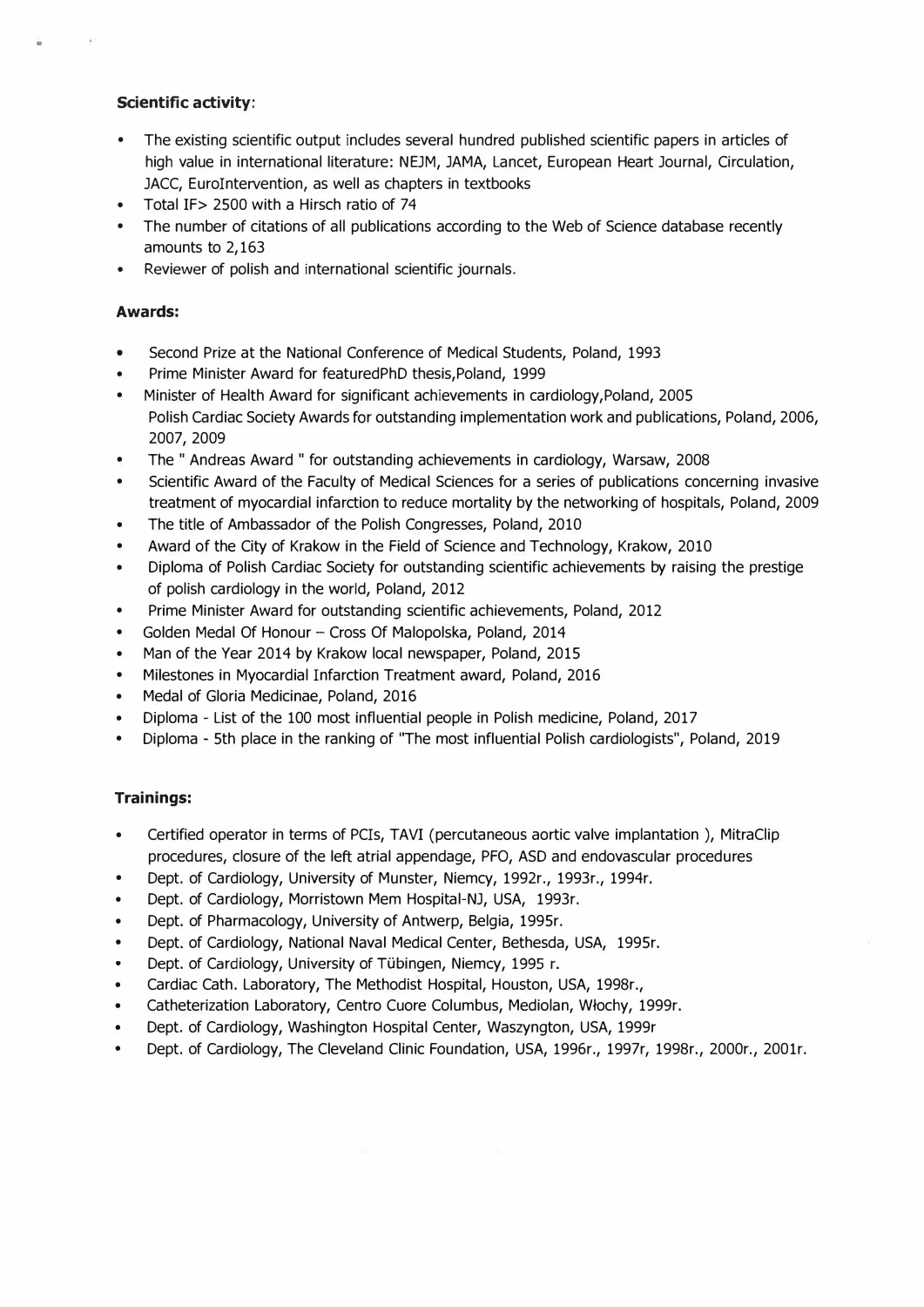**Scientific activity**:

- The existing scientific output includes several hundred published scientific papers in articles of high value in international literature: NEJM, JAMA, Lancet, European Heart Journal, Circulation, JACC, EuroIntervention, as well as chapters in textbooks
- Total IF> 2500 with a Hirsch ratio of 74
- The number of citations of all publications according to the Web of Science database recently amounts to 2,163
- Reviewer of polish and international scientific journals.

**Awards:**

- Second Prize at the National Conference of Medical Students, Poland, 1993
- Prime Minister Award for featuredPhD thesis,Poland, 1999
- Minister of Health Award for significant achievements in cardiology,Poland, 2005
  Polish Cardiac Society Awards for outstanding implementation work and publications, Poland, 2006, 2007, 2009
- The " Andreas Award " for outstanding achievements in cardiology, Warsaw, 2008
- Scientific Award of the Faculty of Medical Sciences for a series of publications concerning invasive treatment of myocardial infarction to reduce mortality by the networking of hospitals, Poland, 2009
- The title of Ambassador of the Polish Congresses, Poland, 2010
- Award of the City of Krakow in the Field of Science and Technology, Krakow, 2010
- Diploma of Polish Cardiac Society for outstanding scientific achievements by raising the prestige of polish cardiology in the world, Poland, 2012
- Prime Minister Award for outstanding scientific achievements, Poland, 2012
- Golden Medal Of Honour – Cross Of Malopolska, Poland, 2014
- Man of the Year 2014 by Krakow local newspaper, Poland, 2015
- Milestones in Myocardial Infarction Treatment award, Poland, 2016
- Medal of Gloria Medicinae, Poland, 2016
- Diploma - List of the 100 most influential people in Polish medicine, Poland, 2017
- Diploma - 5th place in the ranking of "The most influential Polish cardiologists", Poland, 2019

**Trainings:**

- Certified operator in terms of PCIs, TAVI (percutaneous aortic valve implantation ), MitraClip procedures, closure of the left atrial appendage, PFO, ASD and endovascular procedures
- Dept. of Cardiology, University of Munster, Niemcy, 1992r., 1993r., 1994r.
- Dept. of Cardiology, Morristown Mem Hospital-NJ, USA, 1993r.
- Dept. of Pharmacology, University of Antwerp, Belgia, 1995r.
- Dept. of Cardiology, National Naval Medical Center, Bethesda, USA, 1995r.
- Dept. of Cardiology, University of Tübingen, Niemcy, 1995 r.
- Cardiac Cath. Laboratory, The Methodist Hospital, Houston, USA, 1998r.,
- Catheterization Laboratory, Centro Cuore Columbus, Mediolan, Włochy, 1999r.
- Dept. of Cardiology, Washington Hospital Center, Waszyngton, USA, 1999r
- Dept. of Cardiology, The Cleveland Clinic Foundation, USA, 1996r., 1997r, 1998r., 2000r., 2001r.